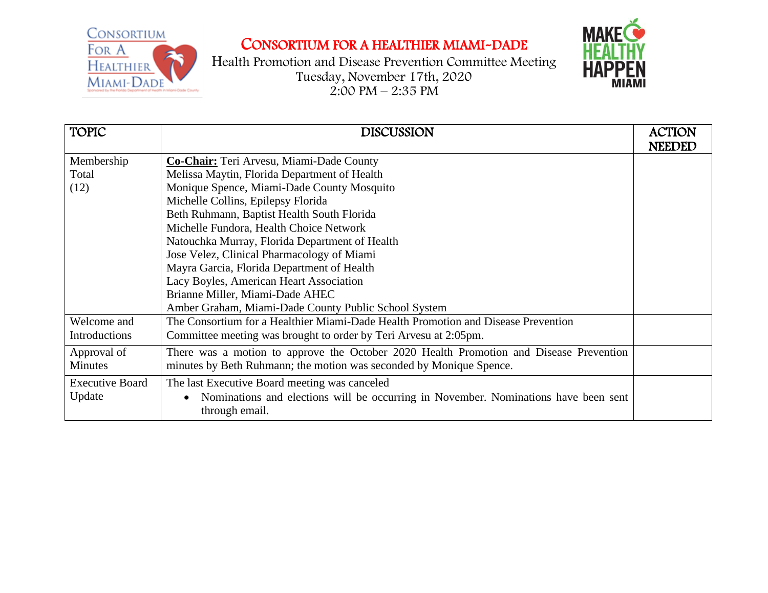# CONSORTIUM FOR A HEALTHIER MIAMI-DADE

Health Promotion and Disease Prevention Committee Meeting
Tuesday, November 17th, 2020
2:00 PM – 2:35 PM

| TOPIC | DISCUSSION | ACTION NEEDED |
|---|---|---|
| Membership Total (12) | **Co-Chair:** Teri Arvesu, Miami-Dade County<br>Melissa Maytin, Florida Department of Health<br>Monique Spence, Miami-Dade County Mosquito<br>Michelle Collins, Epilepsy Florida<br>Beth Ruhmann, Baptist Health South Florida<br>Michelle Fundora, Health Choice Network<br>Natouchka Murray, Florida Department of Health<br>Jose Velez, Clinical Pharmacology of Miami<br>Mayra Garcia, Florida Department of Health<br>Lacy Boyles, American Heart Association<br>Brianne Miller, Miami-Dade AHEC<br>Amber Graham, Miami-Dade County Public School System | |
| Welcome and Introductions | The Consortium for a Healthier Miami-Dade Health Promotion and Disease Prevention Committee meeting was brought to order by Teri Arvesu at 2:05pm. | |
| Approval of Minutes | There was a motion to approve the October 2020 Health Promotion and Disease Prevention minutes by Beth Ruhmann; the motion was seconded by Monique Spence. | |
| Executive Board Update | The last Executive Board meeting was canceled<br>• Nominations and elections will be occurring in November. Nominations have been sent through email. | |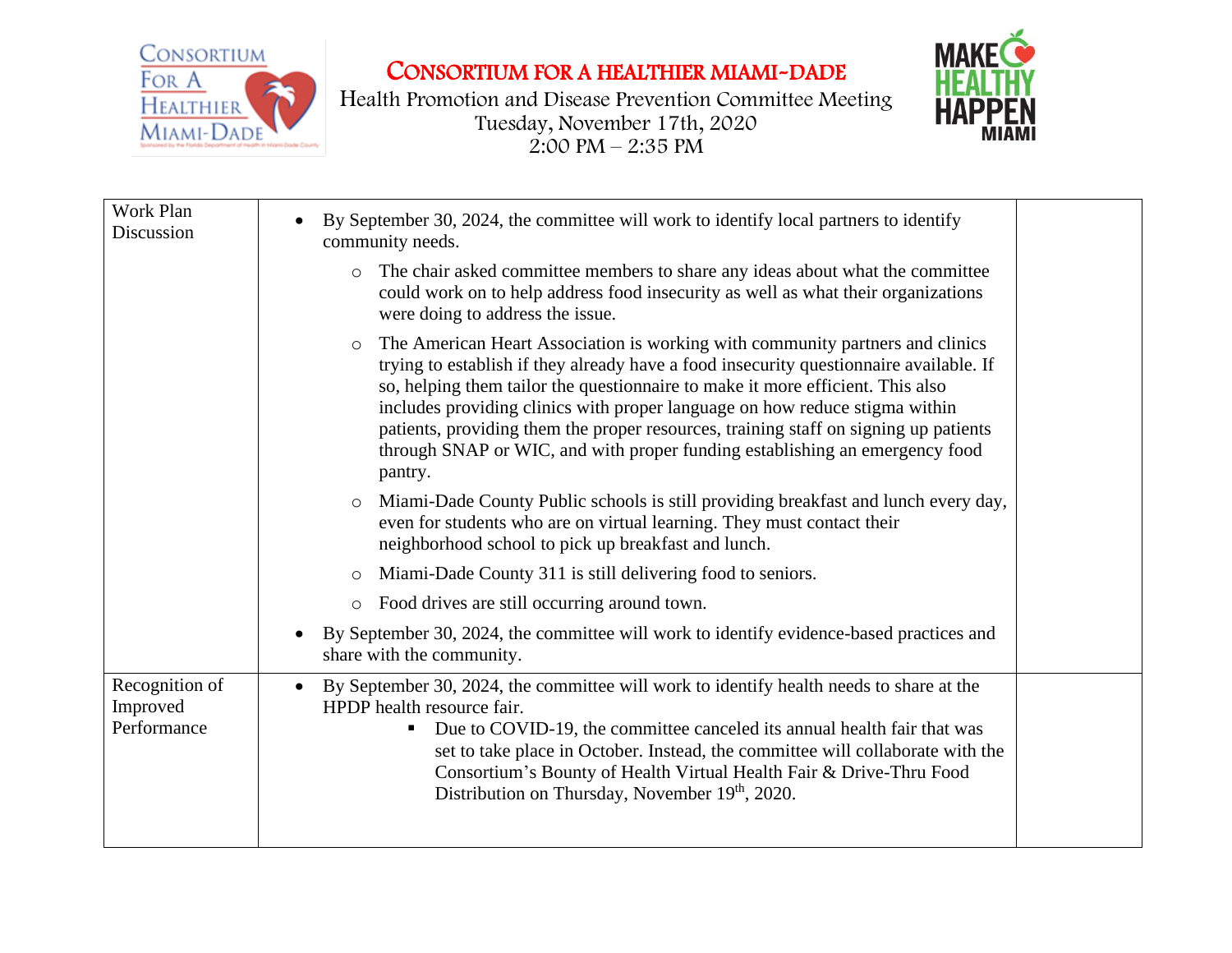# CONSORTIUM FOR A HEALTHIER MIAMI-DADE

Health Promotion and Disease Prevention Committee Meeting
Tuesday, November 17th, 2020
2:00 PM – 2:35 PM

| | | |
|---|---|---|
| Work Plan Discussion | • By September 30, 2024, the committee will work to identify local partners to identify community needs.<br>○ The chair asked committee members to share any ideas about what the committee could work on to help address food insecurity as well as what their organizations were doing to address the issue.<br>○ The American Heart Association is working with community partners and clinics trying to establish if they already have a food insecurity questionnaire available. If so, helping them tailor the questionnaire to make it more efficient. This also includes providing clinics with proper language on how reduce stigma within patients, providing them the proper resources, training staff on signing up patients through SNAP or WIC, and with proper funding establishing an emergency food pantry.<br>○ Miami-Dade County Public schools is still providing breakfast and lunch every day, even for students who are on virtual learning. They must contact their neighborhood school to pick up breakfast and lunch.<br>○ Miami-Dade County 311 is still delivering food to seniors.<br>○ Food drives are still occurring around town.<br>• By September 30, 2024, the committee will work to identify evidence-based practices and share with the community. | |
| Recognition of Improved Performance | • By September 30, 2024, the committee will work to identify health needs to share at the HPDP health resource fair.<br>▪ Due to COVID-19, the committee canceled its annual health fair that was set to take place in October. Instead, the committee will collaborate with the Consortium's Bounty of Health Virtual Health Fair & Drive-Thru Food Distribution on Thursday, November 19th, 2020. | |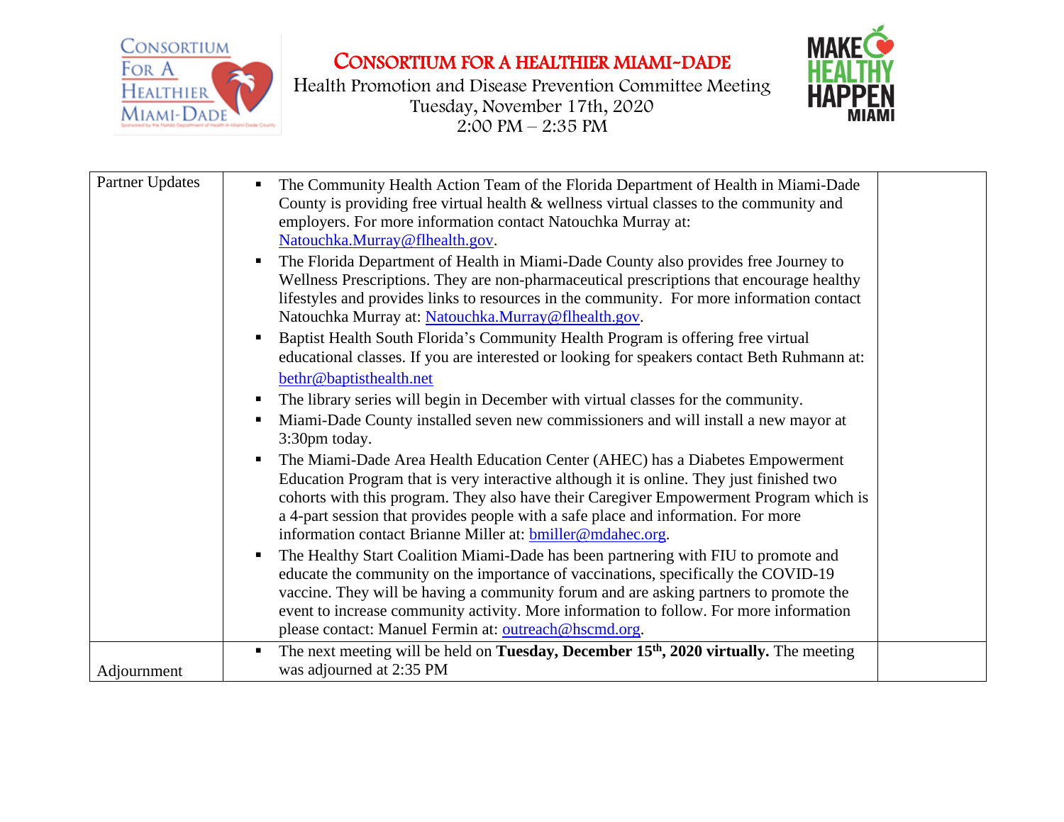# CONSORTIUM FOR A HEALTHIER MIAMI-DADE

Health Promotion and Disease Prevention Committee Meeting
Tuesday, November 17th, 2020
2:00 PM – 2:35 PM

| | | |
|---|---|---|
| Partner Updates | ▪ The Community Health Action Team of the Florida Department of Health in Miami-Dade County is providing free virtual health & wellness virtual classes to the community and employers. For more information contact Natouchka Murray at: Natouchka.Murray@flhealth.gov.<br>▪ The Florida Department of Health in Miami-Dade County also provides free Journey to Wellness Prescriptions. They are non-pharmaceutical prescriptions that encourage healthy lifestyles and provides links to resources in the community. For more information contact Natouchka Murray at: Natouchka.Murray@flhealth.gov.<br>▪ Baptist Health South Florida's Community Health Program is offering free virtual educational classes. If you are interested or looking for speakers contact Beth Ruhmann at: bethr@baptisthealth.net<br>▪ The library series will begin in December with virtual classes for the community.<br>▪ Miami-Dade County installed seven new commissioners and will install a new mayor at 3:30pm today.<br>▪ The Miami-Dade Area Health Education Center (AHEC) has a Diabetes Empowerment Education Program that is very interactive although it is online. They just finished two cohorts with this program. They also have their Caregiver Empowerment Program which is a 4-part session that provides people with a safe place and information. For more information contact Brianne Miller at: bmiller@mdahec.org.<br>▪ The Healthy Start Coalition Miami-Dade has been partnering with FIU to promote and educate the community on the importance of vaccinations, specifically the COVID-19 vaccine. They will be having a community forum and are asking partners to promote the event to increase community activity. More information to follow. For more information please contact: Manuel Fermin at: outreach@hscmd.org. | |
| Adjournment | ▪ The next meeting will be held on **Tuesday, December 15th, 2020 virtually.** The meeting was adjourned at 2:35 PM | |